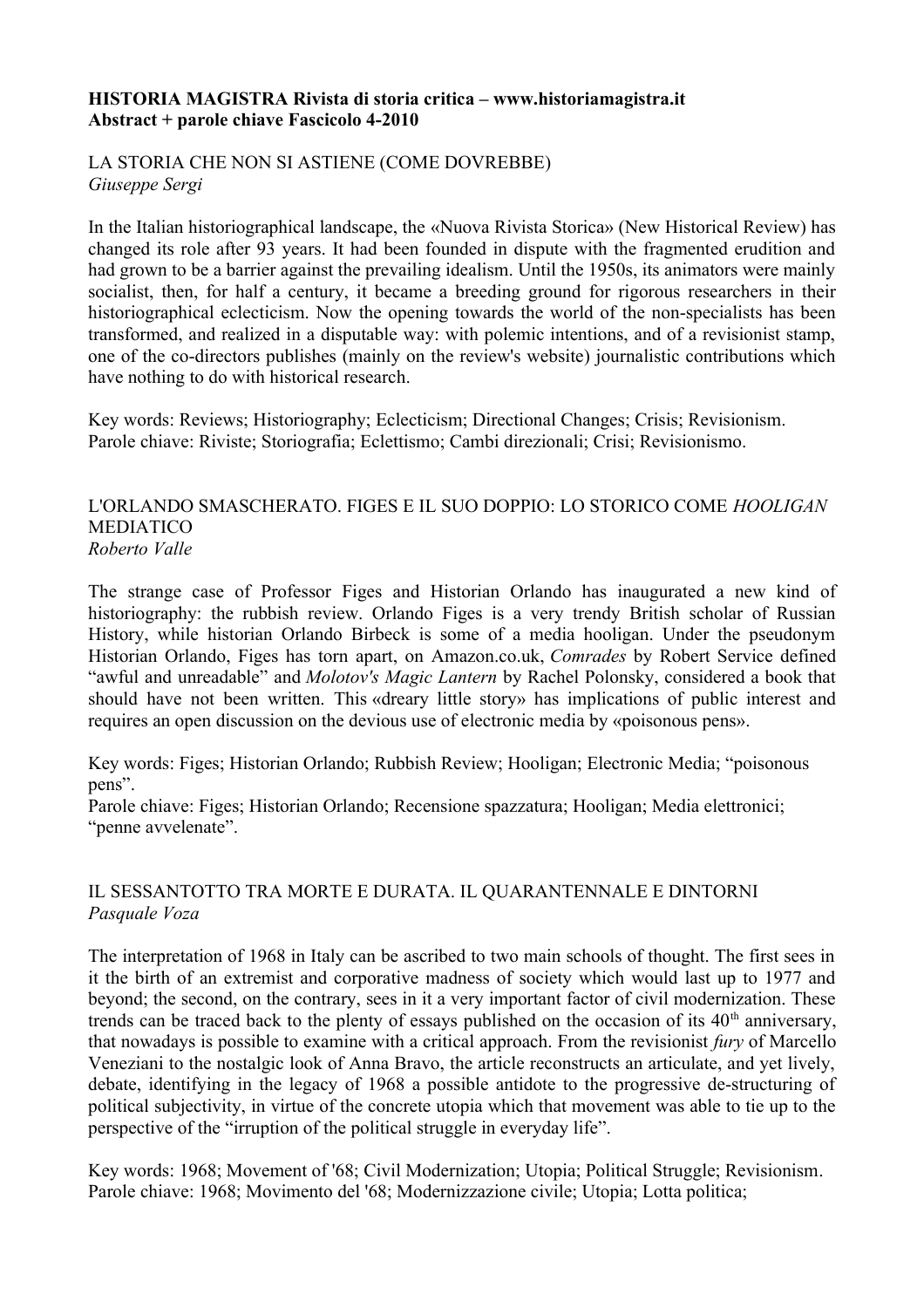**HISTORIA MAGISTRA Rivista di storia critica – www.historiamagistra.it**
**Abstract + parole chiave Fascicolo 4-2010**

## LA STORIA CHE NON SI ASTIENE (COME DOVREBBE)

*Giuseppe Sergi*

In the Italian historiographical landscape, the «Nuova Rivista Storica» (New Historical Review) has changed its role after 93 years. It had been founded in dispute with the fragmented erudition and had grown to be a barrier against the prevailing idealism. Until the 1950s, its animators were mainly socialist, then, for half a century, it became a breeding ground for rigorous researchers in their historiographical eclecticism. Now the opening towards the world of the non-specialists has been transformed, and realized in a disputable way: with polemic intentions, and of a revisionist stamp, one of the co-directors publishes (mainly on the review's website) journalistic contributions which have nothing to do with historical research.

Key words: Reviews; Historiography; Eclecticism; Directional Changes; Crisis; Revisionism.
Parole chiave: Riviste; Storiografia; Eclettismo; Cambi direzionali; Crisi; Revisionismo.

## L'ORLANDO SMASCHERATO. FIGES E IL SUO DOPPIO: LO STORICO COME *HOOLIGAN* MEDIATICO

*Roberto Valle*

The strange case of Professor Figes and Historian Orlando has inaugurated a new kind of historiography: the rubbish review. Orlando Figes is a very trendy British scholar of Russian History, while historian Orlando Birbeck is some of a media hooligan. Under the pseudonym Historian Orlando, Figes has torn apart, on Amazon.co.uk, *Comrades* by Robert Service defined "awful and unreadable" and *Molotov's Magic Lantern* by Rachel Polonsky, considered a book that should have not been written. This «dreary little story» has implications of public interest and requires an open discussion on the devious use of electronic media by «poisonous pens».

Key words: Figes; Historian Orlando; Rubbish Review; Hooligan; Electronic Media; "poisonous pens".
Parole chiave: Figes; Historian Orlando; Recensione spazzatura; Hooligan; Media elettronici; "penne avvelenate".

## IL SESSANTOTTO TRA MORTE E DURATA. IL QUARANTENNALE E DINTORNI

*Pasquale Voza*

The interpretation of 1968 in Italy can be ascribed to two main schools of thought. The first sees in it the birth of an extremist and corporative madness of society which would last up to 1977 and beyond; the second, on the contrary, sees in it a very important factor of civil modernization. These trends can be traced back to the plenty of essays published on the occasion of its 40th anniversary, that nowadays is possible to examine with a critical approach. From the revisionist *fury* of Marcello Veneziani to the nostalgic look of Anna Bravo, the article reconstructs an articulate, and yet lively, debate, identifying in the legacy of 1968 a possible antidote to the progressive de-structuring of political subjectivity, in virtue of the concrete utopia which that movement was able to tie up to the perspective of the "irruption of the political struggle in everyday life".

Key words: 1968; Movement of '68; Civil Modernization; Utopia; Political Struggle; Revisionism.
Parole chiave: 1968; Movimento del '68; Modernizzazione civile; Utopia; Lotta politica;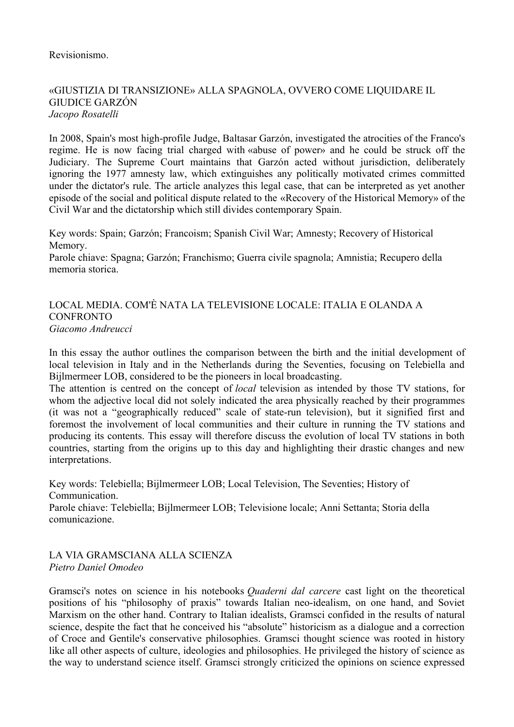Revisionismo.

## «GIUSTIZIA DI TRANSIZIONE» ALLA SPAGNOLA, OVVERO COME LIQUIDARE IL GIUDICE GARZÓN

*Jacopo Rosatelli*

In 2008, Spain's most high-profile Judge, Baltasar Garzón, investigated the atrocities of the Franco's regime. He is now facing trial charged with «abuse of power» and he could be struck off the Judiciary. The Supreme Court maintains that Garzón acted without jurisdiction, deliberately ignoring the 1977 amnesty law, which extinguishes any politically motivated crimes committed under the dictator's rule. The article analyzes this legal case, that can be interpreted as yet another episode of the social and political dispute related to the «Recovery of the Historical Memory» of the Civil War and the dictatorship which still divides contemporary Spain.

Key words: Spain; Garzón; Francoism; Spanish Civil War; Amnesty; Recovery of Historical Memory.
Parole chiave: Spagna; Garzón; Franchismo; Guerra civile spagnola; Amnistia; Recupero della memoria storica.

## LOCAL MEDIA. COM'È NATA LA TELEVISIONE LOCALE: ITALIA E OLANDA A CONFRONTO

*Giacomo Andreucci*

In this essay the author outlines the comparison between the birth and the initial development of local television in Italy and in the Netherlands during the Seventies, focusing on Telebiella and Bijlmermeer LOB, considered to be the pioneers in local broadcasting.
The attention is centred on the concept of *local* television as intended by those TV stations, for whom the adjective local did not solely indicated the area physically reached by their programmes (it was not a "geographically reduced" scale of state-run television), but it signified first and foremost the involvement of local communities and their culture in running the TV stations and producing its contents. This essay will therefore discuss the evolution of local TV stations in both countries, starting from the origins up to this day and highlighting their drastic changes and new interpretations.

Key words: Telebiella; Bijlmermeer LOB; Local Television, The Seventies; History of Communication.
Parole chiave: Telebiella; Bijlmermeer LOB; Televisione locale; Anni Settanta; Storia della comunicazione.

## LA VIA GRAMSCIANA ALLA SCIENZA

*Pietro Daniel Omodeo*

Gramsci's notes on science in his notebooks *Quaderni dal carcere* cast light on the theoretical positions of his "philosophy of praxis" towards Italian neo-idealism, on one hand, and Soviet Marxism on the other hand. Contrary to Italian idealists, Gramsci confided in the results of natural science, despite the fact that he conceived his "absolute" historicism as a dialogue and a correction of Croce and Gentile's conservative philosophies. Gramsci thought science was rooted in history like all other aspects of culture, ideologies and philosophies. He privileged the history of science as the way to understand science itself. Gramsci strongly criticized the opinions on science expressed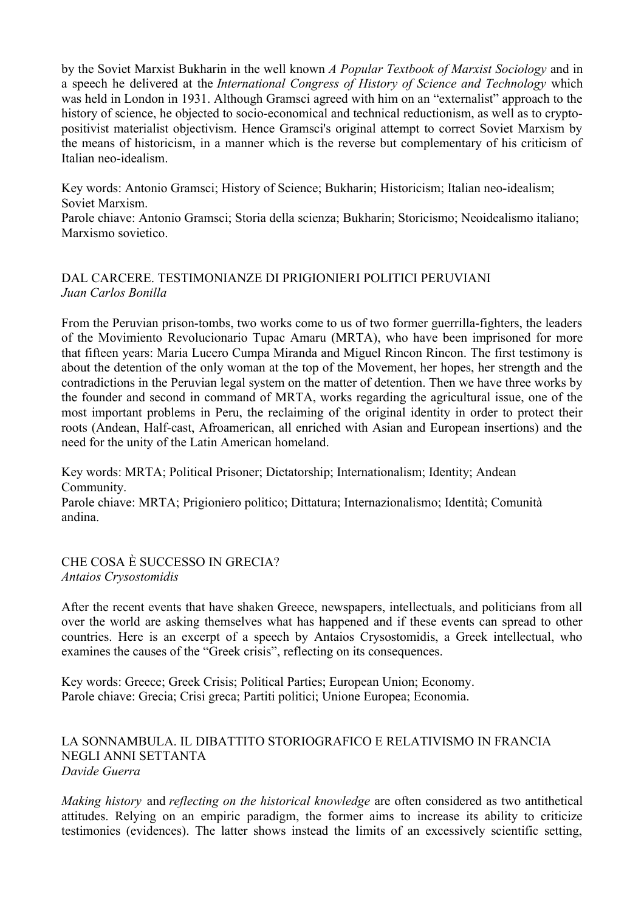by the Soviet Marxist Bukharin in the well known *A Popular Textbook of Marxist Sociology* and in a speech he delivered at the *International Congress of History of Science and Technology* which was held in London in 1931. Although Gramsci agreed with him on an "externalist" approach to the history of science, he objected to socio-economical and technical reductionism, as well as to crypto-positivist materialist objectivism. Hence Gramsci's original attempt to correct Soviet Marxism by the means of historicism, in a manner which is the reverse but complementary of his criticism of Italian neo-idealism.

Key words: Antonio Gramsci; History of Science; Bukharin; Historicism; Italian neo-idealism; Soviet Marxism.
Parole chiave: Antonio Gramsci; Storia della scienza; Bukharin; Storicismo; Neoidealismo italiano; Marxismo sovietico.

## DAL CARCERE. TESTIMONIANZE DI PRIGIONIERI POLITICI PERUVIANI
*Juan Carlos Bonilla*

From the Peruvian prison-tombs, two works come to us of two former guerrilla-fighters, the leaders of the Movimiento Revolucionario Tupac Amaru (MRTA), who have been imprisoned for more that fifteen years: Maria Lucero Cumpa Miranda and Miguel Rincon Rincon. The first testimony is about the detention of the only woman at the top of the Movement, her hopes, her strength and the contradictions in the Peruvian legal system on the matter of detention. Then we have three works by the founder and second in command of MRTA, works regarding the agricultural issue, one of the most important problems in Peru, the reclaiming of the original identity in order to protect their roots (Andean, Half-cast, Afroamerican, all enriched with Asian and European insertions) and the need for the unity of the Latin American homeland.

Key words: MRTA; Political Prisoner; Dictatorship; Internationalism; Identity; Andean Community.
Parole chiave: MRTA; Prigioniero politico; Dittatura; Internazionalismo; Identità; Comunità andina.

## CHE COSA È SUCCESSO IN GRECIA?
*Antaios Crysostomidis*

After the recent events that have shaken Greece, newspapers, intellectuals, and politicians from all over the world are asking themselves what has happened and if these events can spread to other countries. Here is an excerpt of a speech by Antaios Crysostomidis, a Greek intellectual, who examines the causes of the "Greek crisis", reflecting on its consequences.

Key words: Greece; Greek Crisis; Political Parties; European Union; Economy.
Parole chiave: Grecia; Crisi greca; Partiti politici; Unione Europea; Economia.

## LA SONNAMBULA. IL DIBATTITO STORIOGRAFICO E RELATIVISMO IN FRANCIA NEGLI ANNI SETTANTA
*Davide Guerra*

*Making history* and *reflecting on the historical knowledge* are often considered as two antithetical attitudes. Relying on an empiric paradigm, the former aims to increase its ability to criticize testimonies (evidences). The latter shows instead the limits of an excessively scientific setting,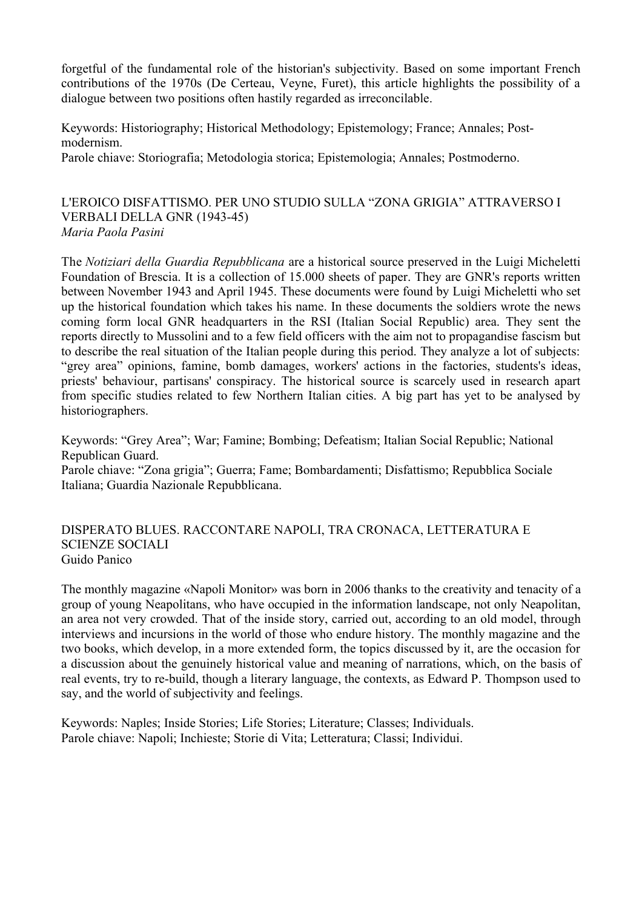forgetful of the fundamental role of the historian's subjectivity. Based on some important French contributions of the 1970s (De Certeau, Veyne, Furet), this article highlights the possibility of a dialogue between two positions often hastily regarded as irreconcilable.

Keywords: Historiography; Historical Methodology; Epistemology; France; Annales; Post-modernism.
Parole chiave: Storiografia; Metodologia storica; Epistemologia; Annales; Postmoderno.

## L'EROICO DISFATTISMO. PER UNO STUDIO SULLA "ZONA GRIGIA" ATTRAVERSO I VERBALI DELLA GNR (1943-45)

*Maria Paola Pasini*

The *Notiziari della Guardia Repubblicana* are a historical source preserved in the Luigi Micheletti Foundation of Brescia. It is a collection of 15.000 sheets of paper. They are GNR's reports written between November 1943 and April 1945. These documents were found by Luigi Micheletti who set up the historical foundation which takes his name. In these documents the soldiers wrote the news coming form local GNR headquarters in the RSI (Italian Social Republic) area. They sent the reports directly to Mussolini and to a few field officers with the aim not to propagandise fascism but to describe the real situation of the Italian people during this period. They analyze a lot of subjects: "grey area" opinions, famine, bomb damages, workers' actions in the factories, students's ideas, priests' behaviour, partisans' conspiracy. The historical source is scarcely used in research apart from specific studies related to few Northern Italian cities. A big part has yet to be analysed by historiographers.

Keywords: "Grey Area"; War; Famine; Bombing; Defeatism; Italian Social Republic; National Republican Guard.
Parole chiave: "Zona grigia"; Guerra; Fame; Bombardamenti; Disfattismo; Repubblica Sociale Italiana; Guardia Nazionale Repubblicana.

## DISPERATO BLUES. RACCONTARE NAPOLI, TRA CRONACA, LETTERATURA E SCIENZE SOCIALI

Guido Panico

The monthly magazine «Napoli Monitor» was born in 2006 thanks to the creativity and tenacity of a group of young Neapolitans, who have occupied in the information landscape, not only Neapolitan, an area not very crowded. That of the inside story, carried out, according to an old model, through interviews and incursions in the world of those who endure history. The monthly magazine and the two books, which develop, in a more extended form, the topics discussed by it, are the occasion for a discussion about the genuinely historical value and meaning of narrations, which, on the basis of real events, try to re-build, though a literary language, the contexts, as Edward P. Thompson used to say, and the world of subjectivity and feelings.

Keywords: Naples; Inside Stories; Life Stories; Literature; Classes; Individuals.
Parole chiave: Napoli; Inchieste; Storie di Vita; Letteratura; Classi; Individui.